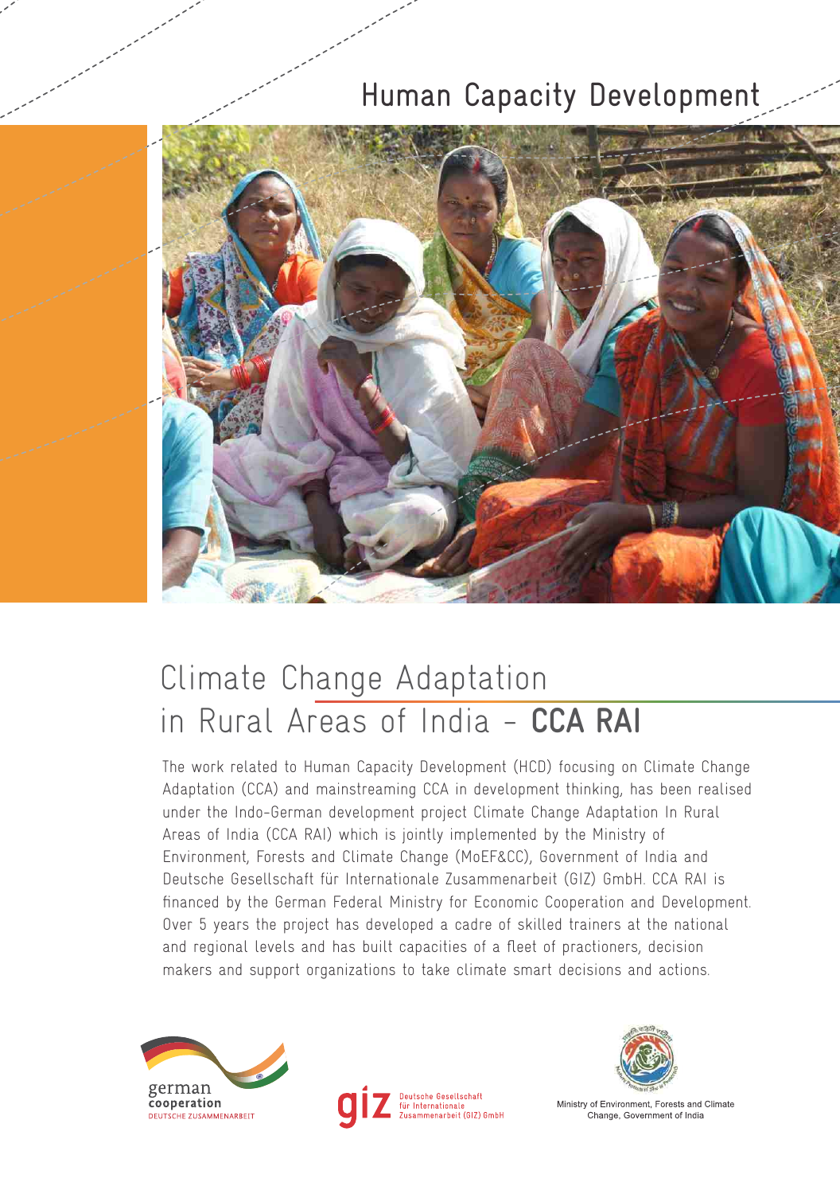Human Capacity Development

# Climate Change Adaptation in Rural Areas of India – **CCA RAI**

The work related to Human Capacity Development (HCD) focusing on Climate Change Adaptation (CCA) and mainstreaming CCA in development thinking, has been realised under the Indo-German development project Climate Change Adaptation In Rural Areas of India (CCA RAI) which is jointly implemented by the Ministry of Environment, Forests and Climate Change (MoEF&CC), Government of India and Deutsche Gesellschaft für Internationale Zusammenarbeit (GIZ) GmbH. CCA RAI is financed by the German Federal Ministry for Economic Cooperation and Development. Over 5 years the project has developed a cadre of skilled trainers at the national and regional levels and has built capacities of a fleet of practioners, decision makers and support organizations to take climate smart decisions and actions.

german cooperation
DEUTSCHE ZUSAMMENARBEIT

giz Deutsche Gesellschaft für Internationale Zusammenarbeit (GIZ) GmbH

Ministry of Environment, Forests and Climate Change, Government of India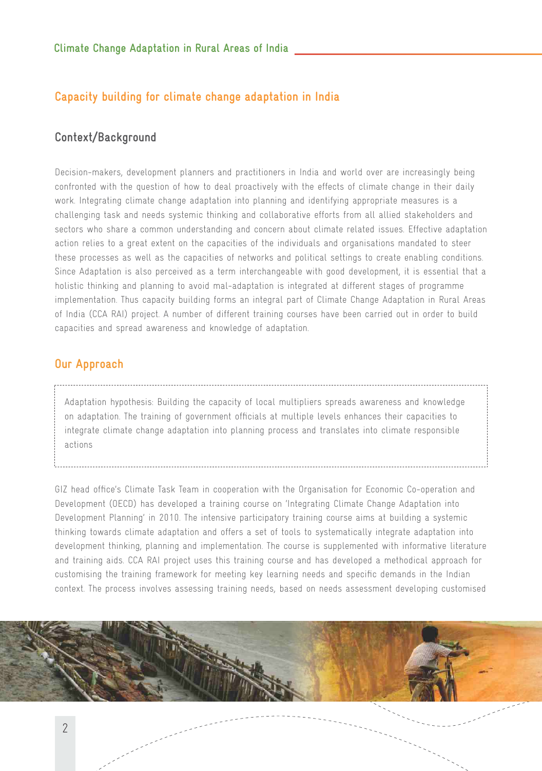## Capacity building for climate change adaptation in India

### Context/Background

Decision-makers, development planners and practitioners in India and world over are increasingly being confronted with the question of how to deal proactively with the effects of climate change in their daily work. Integrating climate change adaptation into planning and identifying appropriate measures is a challenging task and needs systemic thinking and collaborative efforts from all allied stakeholders and sectors who share a common understanding and concern about climate related issues. Effective adaptation action relies to a great extent on the capacities of the individuals and organisations mandated to steer these processes as well as the capacities of networks and political settings to create enabling conditions. Since Adaptation is also perceived as a term interchangeable with good development, it is essential that a holistic thinking and planning to avoid mal-adaptation is integrated at different stages of programme implementation. Thus capacity building forms an integral part of Climate Change Adaptation in Rural Areas of India (CCA RAI) project. A number of different training courses have been carried out in order to build capacities and spread awareness and knowledge of adaptation.

### Our Approach

Adaptation hypothesis: Building the capacity of local multipliers spreads awareness and knowledge on adaptation. The training of government officials at multiple levels enhances their capacities to integrate climate change adaptation into planning process and translates into climate responsible actions

GIZ head office's Climate Task Team in cooperation with the Organisation for Economic Co-operation and Development (OECD) has developed a training course on 'Integrating Climate Change Adaptation into Development Planning' in 2010. The intensive participatory training course aims at building a systemic thinking towards climate adaptation and offers a set of tools to systematically integrate adaptation into development thinking, planning and implementation. The course is supplemented with informative literature and training aids. CCA RAI project uses this training course and has developed a methodical approach for customising the training framework for meeting key learning needs and specific demands in the Indian context. The process involves assessing training needs, based on needs assessment developing customised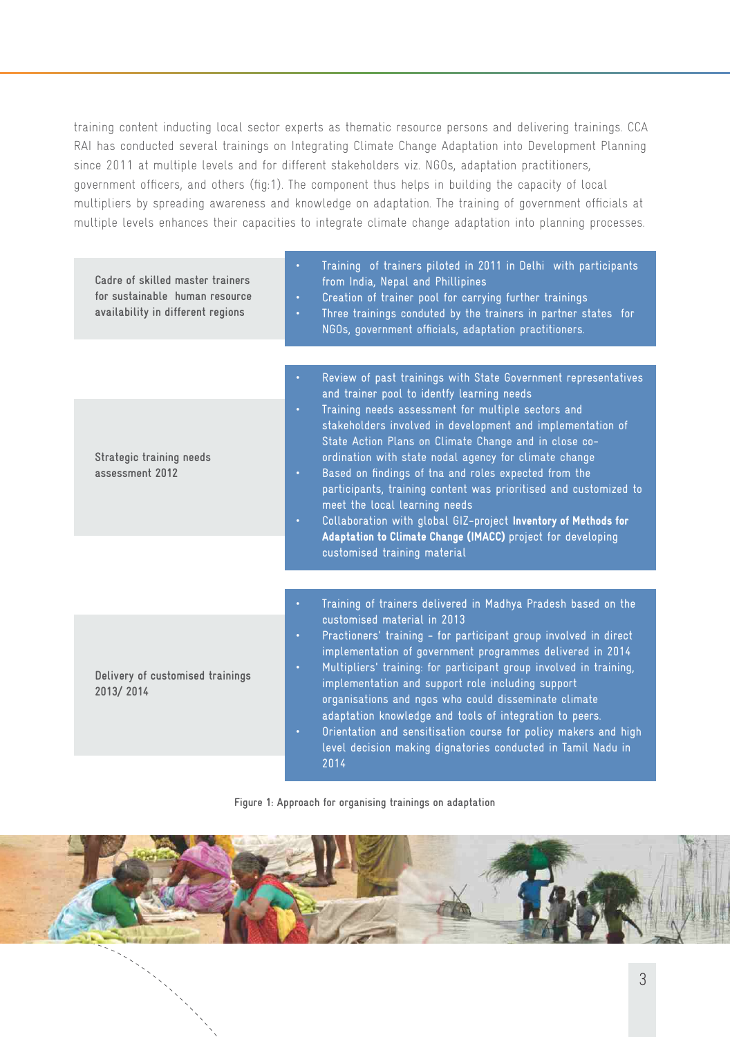training content inducting local sector experts as thematic resource persons and delivering trainings. CCA RAI has conducted several trainings on Integrating Climate Change Adaptation into Development Planning since 2011 at multiple levels and for different stakeholders viz. NGOs, adaptation practitioners, government officers, and others (fig:1). The component thus helps in building the capacity of local multipliers by spreading awareness and knowledge on adaptation. The training of government officials at multiple levels enhances their capacities to integrate climate change adaptation into planning processes.

| | |
|---|---|
| Cadre of skilled master trainers for sustainable human resource availability in different regions | • Training of trainers piloted in 2011 in Delhi with participants from India, Nepal and Phillipines<br>• Creation of trainer pool for carrying further trainings<br>• Three trainings conduted by the trainers in partner states for NGOs, government officials, adaptation practitioners. |
| Strategic training needs assessment 2012 | • Review of past trainings with State Government representatives and trainer pool to identfy learning needs<br>• Training needs assessment for multiple sectors and stakeholders involved in development and implementation of State Action Plans on Climate Change and in close co-ordination with state nodal agency for climate change<br>• Based on findings of tna and roles expected from the participants, training content was prioritised and customized to meet the local learning needs<br>• Collaboration with global GIZ-project **Inventory of Methods for Adaptation to Climate Change (IMACC)** project for developing customised training material |
| Delivery of customised trainings 2013/ 2014 | • Training of trainers delivered in Madhya Pradesh based on the customised material in 2013<br>• Practioners' training - for participant group involved in direct implementation of government programmes delivered in 2014<br>• Multipliers' training: for participant group involved in training, implementation and support role including support organisations and ngos who could disseminate climate adaptation knowledge and tools of integration to peers.<br>• Orientation and sensitisation course for policy makers and high level decision making dignatories conducted in Tamil Nadu in 2014 |

Figure 1: Approach for organising trainings on adaptation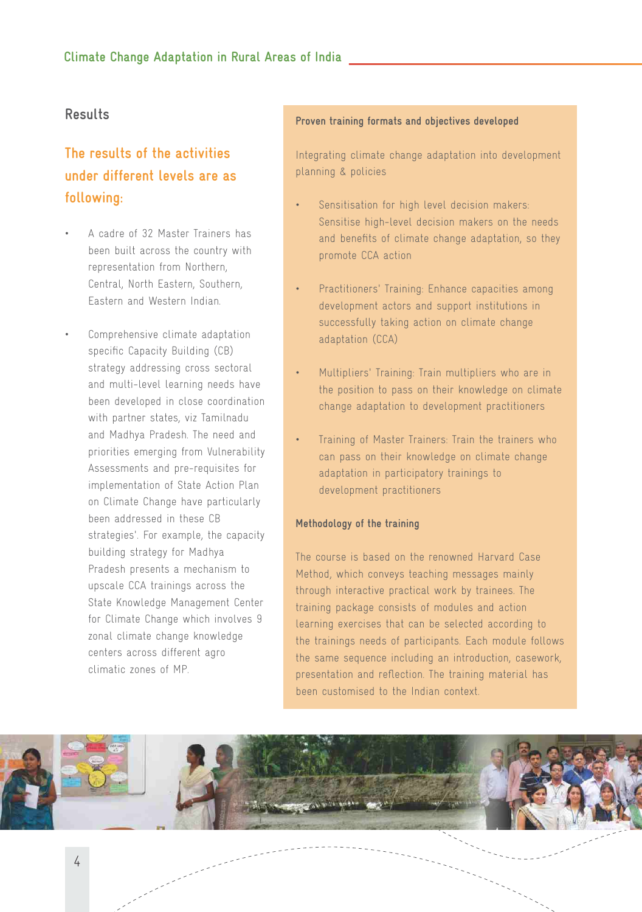## Results

### The results of the activities under different levels are as following:

- A cadre of 32 Master Trainers has been built across the country with representation from Northern, Central, North Eastern, Southern, Eastern and Western Indian.
- Comprehensive climate adaptation specific Capacity Building (CB) strategy addressing cross sectoral and multi-level learning needs have been developed in close coordination with partner states, viz Tamilnadu and Madhya Pradesh. The need and priorities emerging from Vulnerability Assessments and pre-requisites for implementation of State Action Plan on Climate Change have particularly been addressed in these CB strategies'. For example, the capacity building strategy for Madhya Pradesh presents a mechanism to upscale CCA trainings across the State Knowledge Management Center for Climate Change which involves 9 zonal climate change knowledge centers across different agro climatic zones of MP.

**Proven training formats and objectives developed**

Integrating climate change adaptation into development planning & policies

- Sensitisation for high level decision makers: Sensitise high-level decision makers on the needs and benefits of climate change adaptation, so they promote CCA action
- Practitioners' Training: Enhance capacities among development actors and support institutions in successfully taking action on climate change adaptation (CCA)
- Multipliers' Training: Train multipliers who are in the position to pass on their knowledge on climate change adaptation to development practitioners
- Training of Master Trainers: Train the trainers who can pass on their knowledge on climate change adaptation in participatory trainings to development practitioners

**Methodology of the training**

The course is based on the renowned Harvard Case Method, which conveys teaching messages mainly through interactive practical work by trainees. The training package consists of modules and action learning exercises that can be selected according to the trainings needs of participants. Each module follows the same sequence including an introduction, casework, presentation and reflection. The training material has been customised to the Indian context.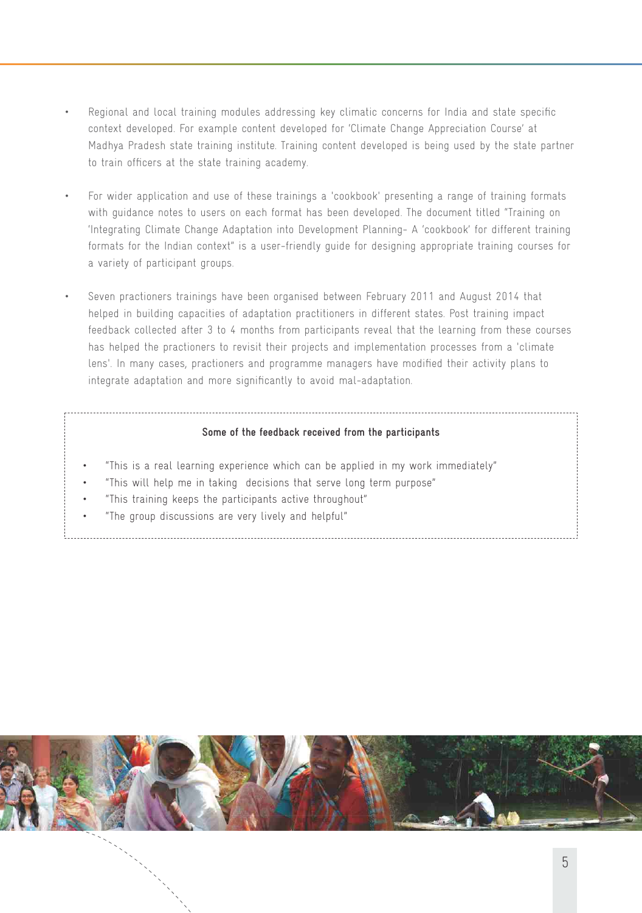- Regional and local training modules addressing key climatic concerns for India and state specific context developed. For example content developed for 'Climate Change Appreciation Course' at Madhya Pradesh state training institute. Training content developed is being used by the state partner to train officers at the state training academy.

- For wider application and use of these trainings a 'cookbook' presenting a range of training formats with guidance notes to users on each format has been developed. The document titled "Training on 'Integrating Climate Change Adaptation into Development Planning- A 'cookbook' for different training formats for the Indian context" is a user-friendly guide for designing appropriate training courses for a variety of participant groups.

- Seven practioners trainings have been organised between February 2011 and August 2014 that helped in building capacities of adaptation practitioners in different states. Post training impact feedback collected after 3 to 4 months from participants reveal that the learning from these courses has helped the practioners to revisit their projects and implementation processes from a 'climate lens'. In many cases, practioners and programme managers have modified their activity plans to integrate adaptation and more significantly to avoid mal-adaptation.

**Some of the feedback received from the participants**

- "This is a real learning experience which can be applied in my work immediately"
- "This will help me in taking decisions that serve long term purpose"
- "This training keeps the participants active throughout"
- "The group discussions are very lively and helpful"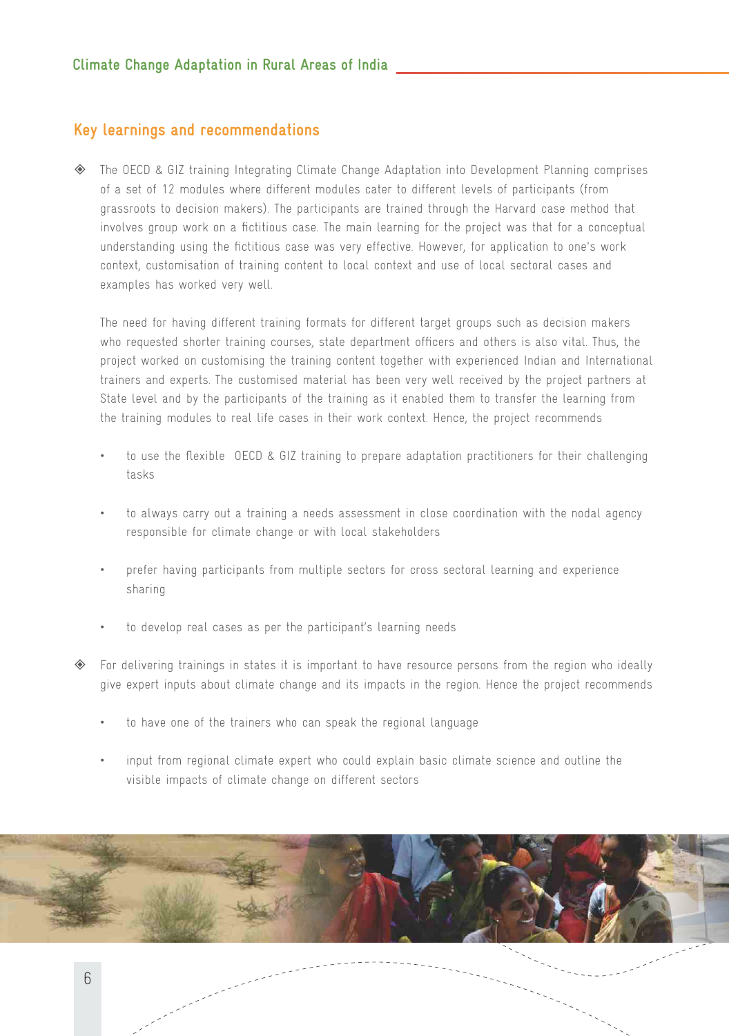## Key learnings and recommendations

- The OECD & GIZ training Integrating Climate Change Adaptation into Development Planning comprises of a set of 12 modules where different modules cater to different levels of participants (from grassroots to decision makers). The participants are trained through the Harvard case method that involves group work on a fictitious case. The main learning for the project was that for a conceptual understanding using the fictitious case was very effective. However, for application to one's work context, customisation of training content to local context and use of local sectoral cases and examples has worked very well.

  The need for having different training formats for different target groups such as decision makers who requested shorter training courses, state department officers and others is also vital. Thus, the project worked on customising the training content together with experienced Indian and International trainers and experts. The customised material has been very well received by the project partners at State level and by the participants of the training as it enabled them to transfer the learning from the training modules to real life cases in their work context. Hence, the project recommends

  - to use the flexible OECD & GIZ training to prepare adaptation practitioners for their challenging tasks
  - to always carry out a training a needs assessment in close coordination with the nodal agency responsible for climate change or with local stakeholders
  - prefer having participants from multiple sectors for cross sectoral learning and experience sharing
  - to develop real cases as per the participant's learning needs

- For delivering trainings in states it is important to have resource persons from the region who ideally give expert inputs about climate change and its impacts in the region. Hence the project recommends

  - to have one of the trainers who can speak the regional language
  - input from regional climate expert who could explain basic climate science and outline the visible impacts of climate change on different sectors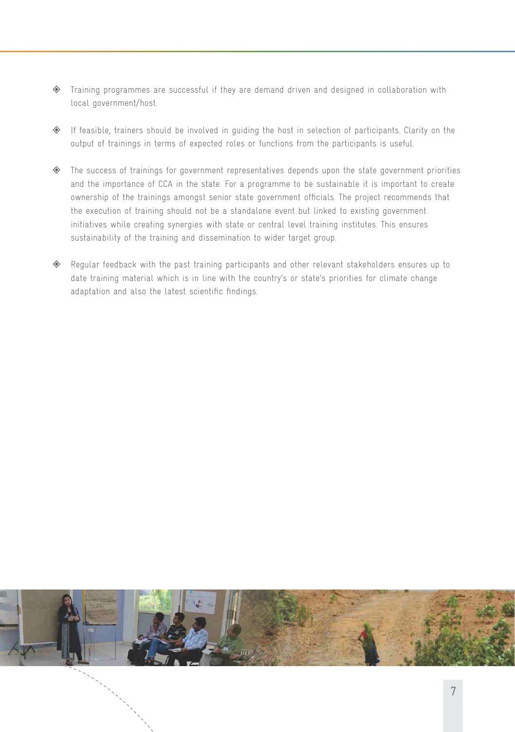- Training programmes are successful if they are demand driven and designed in collaboration with local government/host.

- If feasible, trainers should be involved in guiding the host in selection of participants. Clarity on the output of trainings in terms of expected roles or functions from the participants is useful.

- The success of trainings for government representatives depends upon the state government priorities and the importance of CCA in the state. For a programme to be sustainable it is important to create ownership of the trainings amongst senior state government officials. The project recommends that the execution of training should not be a standalone event but linked to existing government initiatives while creating synergies with state or central level training institutes. This ensures sustainability of the training and dissemination to wider target group.

- Regular feedback with the past training participants and other relevant stakeholders ensures up to date training material which is in line with the country's or state's priorities for climate change adaptation and also the latest scientific findings.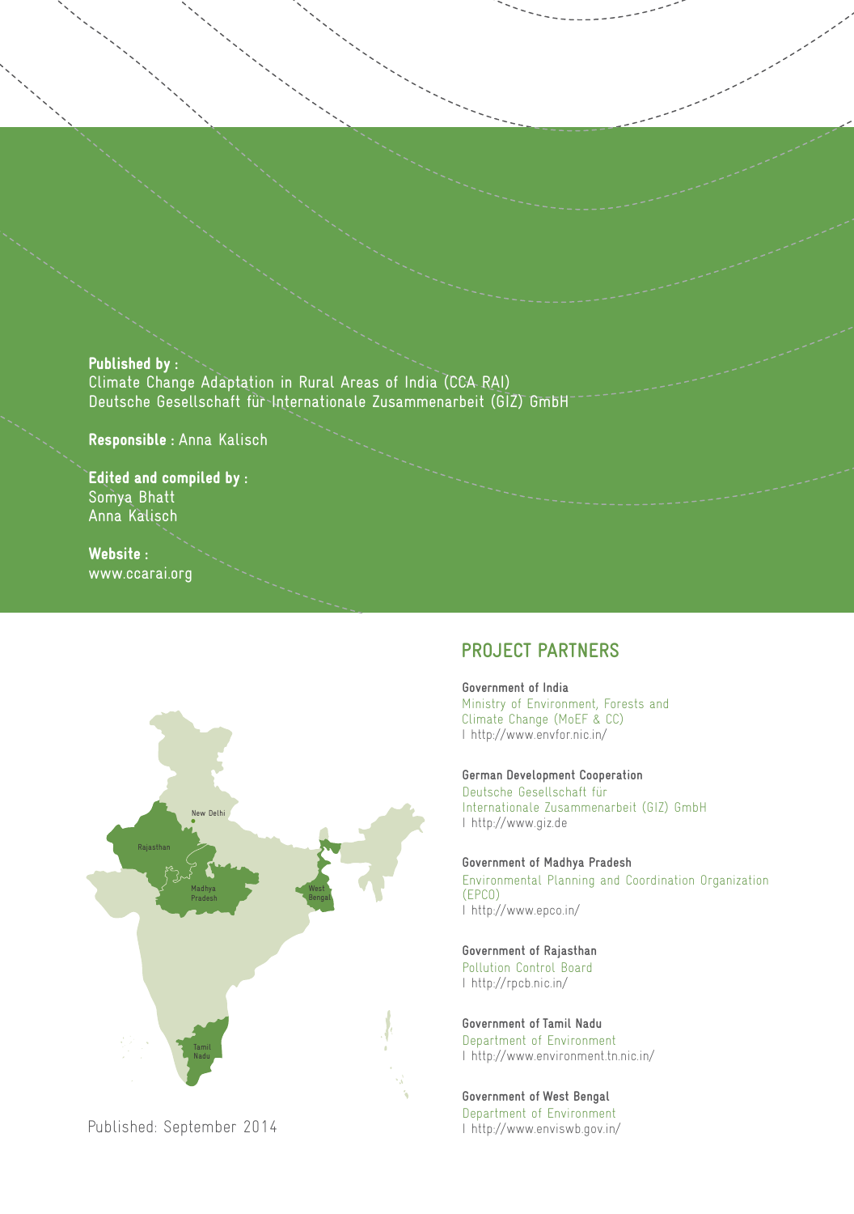**Published by :**
Climate Change Adaptation in Rural Areas of India (CCA RAI)
Deutsche Gesellschaft für Internationale Zusammenarbeit (GIZ) GmbH

**Responsible :** Anna Kalisch

**Edited and compiled by :**
Somya Bhatt
Anna Kalisch

**Website :**
www.ccarai.org

New Delhi

Rajasthan

Madhya Pradesh

West Bengal

Tamil Nadu

Published: September 2014

## PROJECT PARTNERS

**Government of India**
Ministry of Environment, Forests and Climate Change (MoEF & CC)
I http://www.envfor.nic.in/

**German Development Cooperation**
Deutsche Gesellschaft für Internationale Zusammenarbeit (GIZ) GmbH
I http://www.giz.de

**Government of Madhya Pradesh**
Environmental Planning and Coordination Organization (EPCO)
I http://www.epco.in/

**Government of Rajasthan**
Pollution Control Board
I http://rpcb.nic.in/

**Government of Tamil Nadu**
Department of Environment
I http://www.environment.tn.nic.in/

**Government of West Bengal**
Department of Environment
I http://www.enviswb.gov.in/